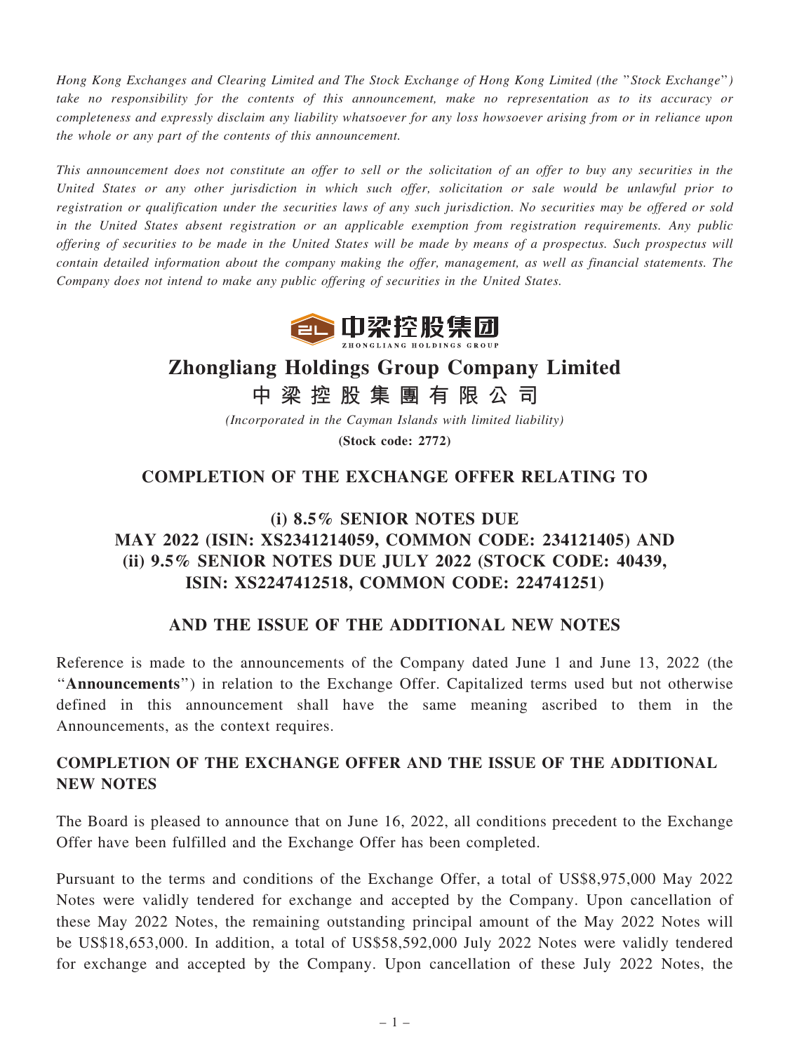*Hong Kong Exchanges and Clearing Limited and The Stock Exchange of Hong Kong Limited (the "Stock Exchange") take no responsibility for the contents of this announcement, make no representation as to its accuracy or completeness and expressly disclaim any liability whatsoever for any loss howsoever arising from or in reliance upon the whole or any part of the contents of this announcement.*

*This announcement does not constitute an offer to sell or the solicitation of an offer to buy any securities in the United States or any other jurisdiction in which such offer, solicitation or sale would be unlawful prior to registration or qualification under the securities laws of any such jurisdiction. No securities may be offered or sold in the United States absent registration or an applicable exemption from registration requirements. Any public offering of securities to be made in the United States will be made by means of a prospectus. Such prospectus will contain detailed information about the company making the offer, management, as well as financial statements. The Company does not intend to make any public offering of securities in the United States.*

中梁控股集团
ZHONGLIANG HOLDINGS GROUP

# Zhongliang Holdings Group Company Limited
# 中 梁 控 股 集 團 有 限 公 司

*(Incorporated in the Cayman Islands with limited liability)*

**(Stock code: 2772)**

## COMPLETION OF THE EXCHANGE OFFER RELATING TO

## (i) 8.5% SENIOR NOTES DUE MAY 2022 (ISIN: XS2341214059, COMMON CODE: 234121405) AND (ii) 9.5% SENIOR NOTES DUE JULY 2022 (STOCK CODE: 40439, ISIN: XS2247412518, COMMON CODE: 224741251)

## AND THE ISSUE OF THE ADDITIONAL NEW NOTES

Reference is made to the announcements of the Company dated June 1 and June 13, 2022 (the "**Announcements**") in relation to the Exchange Offer. Capitalized terms used but not otherwise defined in this announcement shall have the same meaning ascribed to them in the Announcements, as the context requires.

### COMPLETION OF THE EXCHANGE OFFER AND THE ISSUE OF THE ADDITIONAL NEW NOTES

The Board is pleased to announce that on June 16, 2022, all conditions precedent to the Exchange Offer have been fulfilled and the Exchange Offer has been completed.

Pursuant to the terms and conditions of the Exchange Offer, a total of US$8,975,000 May 2022 Notes were validly tendered for exchange and accepted by the Company. Upon cancellation of these May 2022 Notes, the remaining outstanding principal amount of the May 2022 Notes will be US$18,653,000. In addition, a total of US$58,592,000 July 2022 Notes were validly tendered for exchange and accepted by the Company. Upon cancellation of these July 2022 Notes, the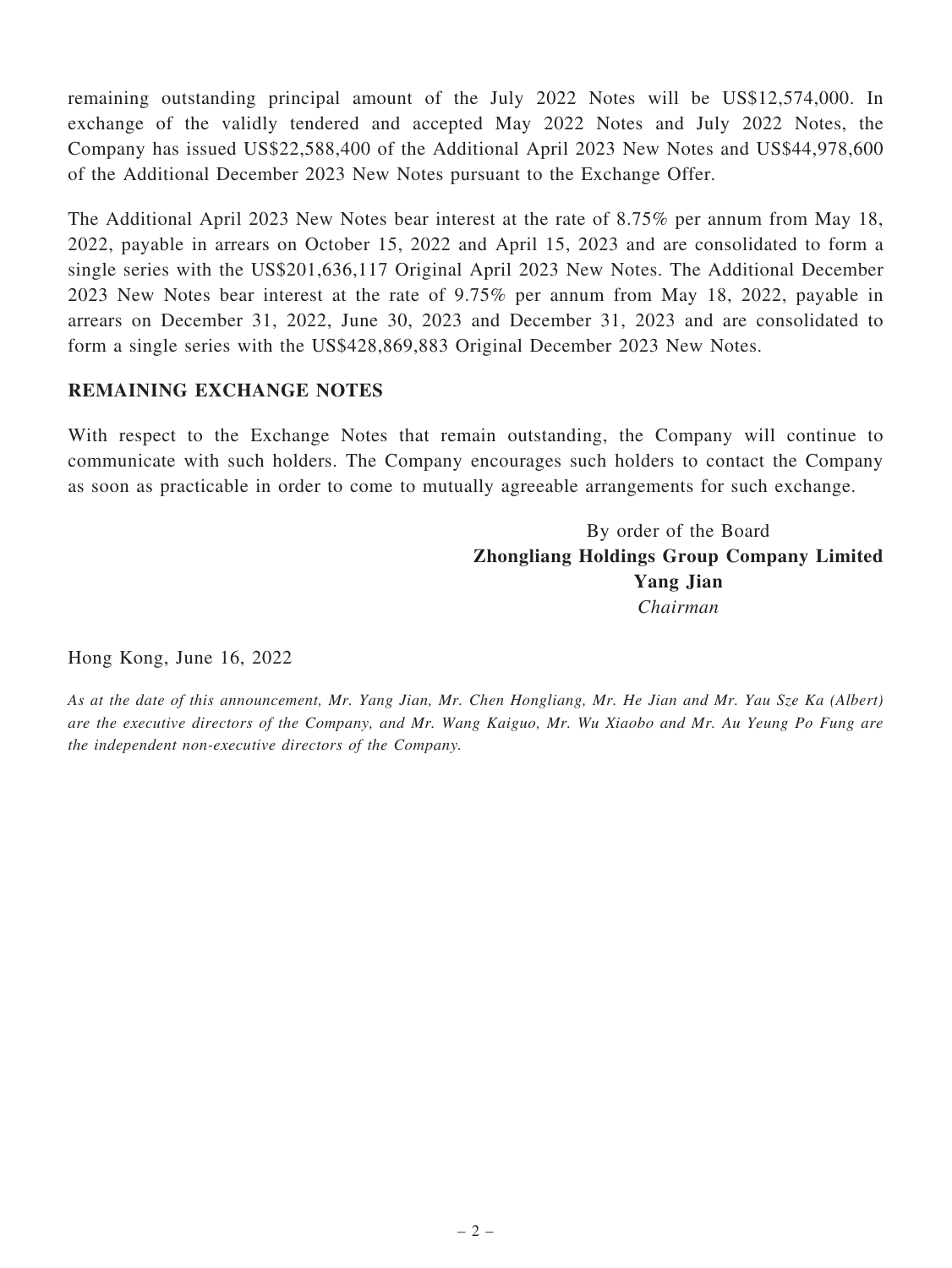remaining outstanding principal amount of the July 2022 Notes will be US$12,574,000. In exchange of the validly tendered and accepted May 2022 Notes and July 2022 Notes, the Company has issued US$22,588,400 of the Additional April 2023 New Notes and US$44,978,600 of the Additional December 2023 New Notes pursuant to the Exchange Offer.

The Additional April 2023 New Notes bear interest at the rate of 8.75% per annum from May 18, 2022, payable in arrears on October 15, 2022 and April 15, 2023 and are consolidated to form a single series with the US$201,636,117 Original April 2023 New Notes. The Additional December 2023 New Notes bear interest at the rate of 9.75% per annum from May 18, 2022, payable in arrears on December 31, 2022, June 30, 2023 and December 31, 2023 and are consolidated to form a single series with the US$428,869,883 Original December 2023 New Notes.

**REMAINING EXCHANGE NOTES**

With respect to the Exchange Notes that remain outstanding, the Company will continue to communicate with such holders. The Company encourages such holders to contact the Company as soon as practicable in order to come to mutually agreeable arrangements for such exchange.

By order of the Board
**Zhongliang Holdings Group Company Limited**
**Yang Jian**
*Chairman*

Hong Kong, June 16, 2022

*As at the date of this announcement, Mr. Yang Jian, Mr. Chen Hongliang, Mr. He Jian and Mr. Yau Sze Ka (Albert) are the executive directors of the Company, and Mr. Wang Kaiguo, Mr. Wu Xiaobo and Mr. Au Yeung Po Fung are the independent non-executive directors of the Company.*